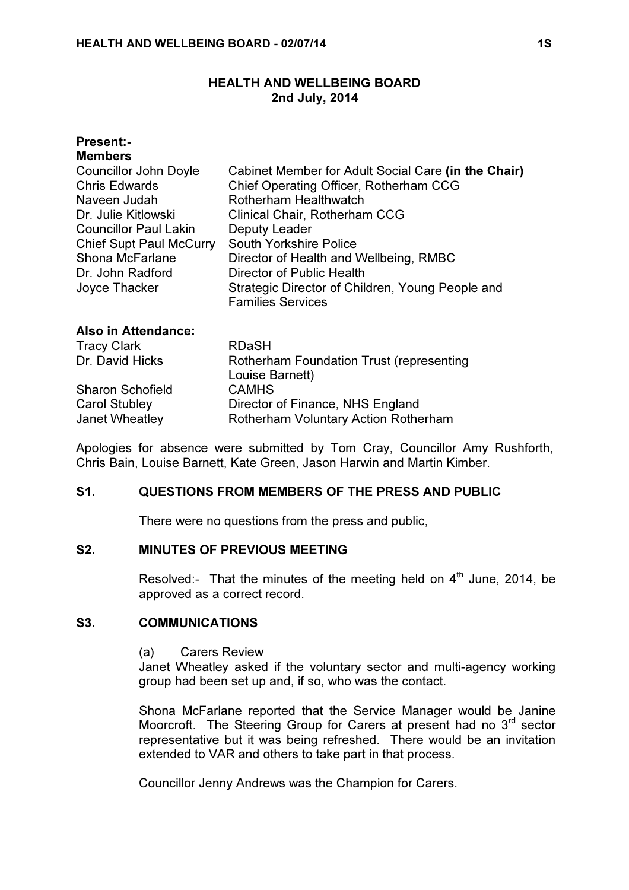# HEALTH AND WELLBEING BOARD
## 2nd July, 2014

**Present:-**
**Members**

| | |
|---|---|
| Councillor John Doyle | Cabinet Member for Adult Social Care **(in the Chair)** |
| Chris Edwards | Chief Operating Officer, Rotherham CCG |
| Naveen Judah | Rotherham Healthwatch |
| Dr. Julie Kitlowski | Clinical Chair, Rotherham CCG |
| Councillor Paul Lakin | Deputy Leader |
| Chief Supt Paul McCurry | South Yorkshire Police |
| Shona McFarlane | Director of Health and Wellbeing, RMBC |
| Dr. John Radford | Director of Public Health |
| Joyce Thacker | Strategic Director of Children, Young People and Families Services |

**Also in Attendance:**

| | |
|---|---|
| Tracy Clark | RDaSH |
| Dr. David Hicks | Rotherham Foundation Trust (representing Louise Barnett) |
| Sharon Schofield | CAMHS |
| Carol Stubley | Director of Finance, NHS England |
| Janet Wheatley | Rotherham Voluntary Action Rotherham |

Apologies for absence were submitted by Tom Cray, Councillor Amy Rushforth, Chris Bain, Louise Barnett, Kate Green, Jason Harwin and Martin Kimber.

### S1. QUESTIONS FROM MEMBERS OF THE PRESS AND PUBLIC

There were no questions from the press and public,

### S2. MINUTES OF PREVIOUS MEETING

Resolved:- That the minutes of the meeting held on 4th June, 2014, be approved as a correct record.

### S3. COMMUNICATIONS

(a) Carers Review

Janet Wheatley asked if the voluntary sector and multi-agency working group had been set up and, if so, who was the contact.

Shona McFarlane reported that the Service Manager would be Janine Moorcroft. The Steering Group for Carers at present had no 3rd sector representative but it was being refreshed. There would be an invitation extended to VAR and others to take part in that process.

Councillor Jenny Andrews was the Champion for Carers.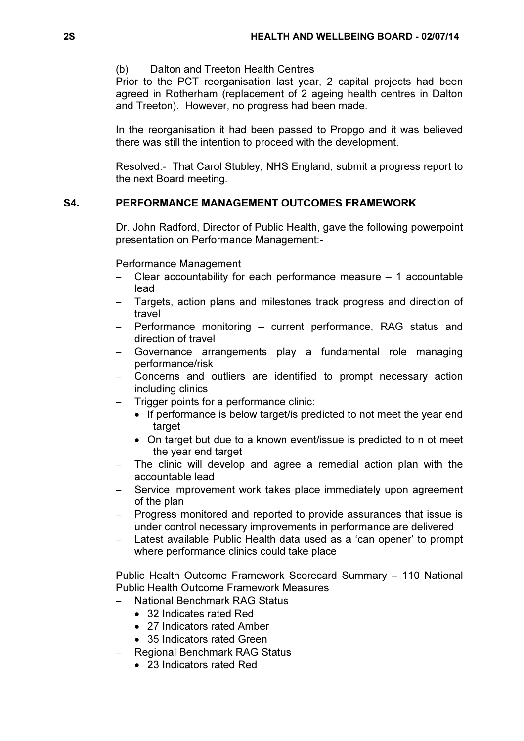(b) Dalton and Treeton Health Centres

Prior to the PCT reorganisation last year, 2 capital projects had been agreed in Rotherham (replacement of 2 ageing health centres in Dalton and Treeton). However, no progress had been made.

In the reorganisation it had been passed to Propgo and it was believed there was still the intention to proceed with the development.

Resolved:- That Carol Stubley, NHS England, submit a progress report to the next Board meeting.

## S4. PERFORMANCE MANAGEMENT OUTCOMES FRAMEWORK

Dr. John Radford, Director of Public Health, gave the following powerpoint presentation on Performance Management:-

Performance Management

- Clear accountability for each performance measure – 1 accountable lead
- Targets, action plans and milestones track progress and direction of travel
- Performance monitoring – current performance, RAG status and direction of travel
- Governance arrangements play a fundamental role managing performance/risk
- Concerns and outliers are identified to prompt necessary action including clinics
- Trigger points for a performance clinic:
    - If performance is below target/is predicted to not meet the year end target
    - On target but due to a known event/issue is predicted to n ot meet the year end target
- The clinic will develop and agree a remedial action plan with the accountable lead
- Service improvement work takes place immediately upon agreement of the plan
- Progress monitored and reported to provide assurances that issue is under control necessary improvements in performance are delivered
- Latest available Public Health data used as a 'can opener' to prompt where performance clinics could take place

Public Health Outcome Framework Scorecard Summary – 110 National Public Health Outcome Framework Measures

- National Benchmark RAG Status
    - 32 Indicates rated Red
    - 27 Indicators rated Amber
    - 35 Indicators rated Green
- Regional Benchmark RAG Status
    - 23 Indicators rated Red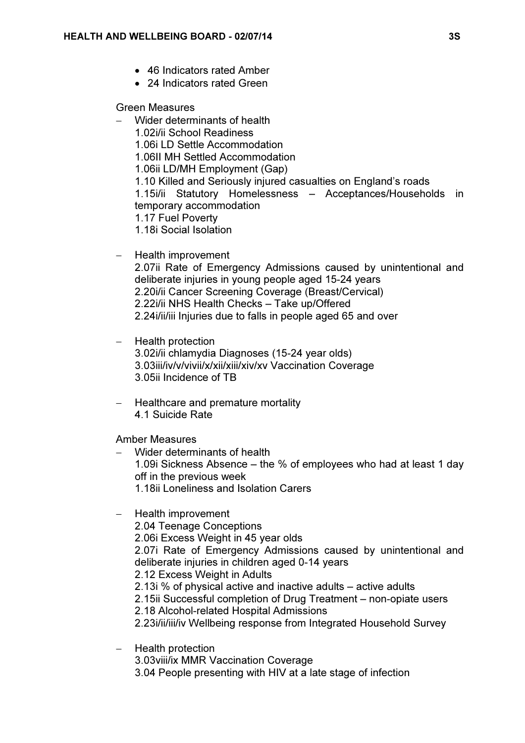- 46 Indicators rated Amber
- 24 Indicators rated Green

Green Measures

- Wider determinants of health
  1.02i/ii School Readiness
  1.06i LD Settle Accommodation
  1.06II MH Settled Accommodation
  1.06ii LD/MH Employment (Gap)
  1.10 Killed and Seriously injured casualties on England's roads
  1.15i/ii Statutory Homelessness – Acceptances/Households in temporary accommodation
  1.17 Fuel Poverty
  1.18i Social Isolation

- Health improvement
  2.07ii Rate of Emergency Admissions caused by unintentional and deliberate injuries in young people aged 15-24 years
  2.20i/ii Cancer Screening Coverage (Breast/Cervical)
  2.22i/ii NHS Health Checks – Take up/Offered
  2.24i/ii/iii Injuries due to falls in people aged 65 and over

- Health protection
  3.02i/ii chlamydia Diagnoses (15-24 year olds)
  3.03iii/iv/v/vivii/x/xii/xiii/xiv/xv Vaccination Coverage
  3.05ii Incidence of TB

- Healthcare and premature mortality
  4.1 Suicide Rate

Amber Measures

- Wider determinants of health
  1.09i Sickness Absence – the % of employees who had at least 1 day off in the previous week
  1.18ii Loneliness and Isolation Carers

- Health improvement
  2.04 Teenage Conceptions
  2.06i Excess Weight in 45 year olds
  2.07i Rate of Emergency Admissions caused by unintentional and deliberate injuries in children aged 0-14 years
  2.12 Excess Weight in Adults
  2.13i % of physical active and inactive adults – active adults
  2.15ii Successful completion of Drug Treatment – non-opiate users
  2.18 Alcohol-related Hospital Admissions
  2.23i/ii/iii/iv Wellbeing response from Integrated Household Survey

- Health protection
  3.03viii/ix MMR Vaccination Coverage
  3.04 People presenting with HIV at a late stage of infection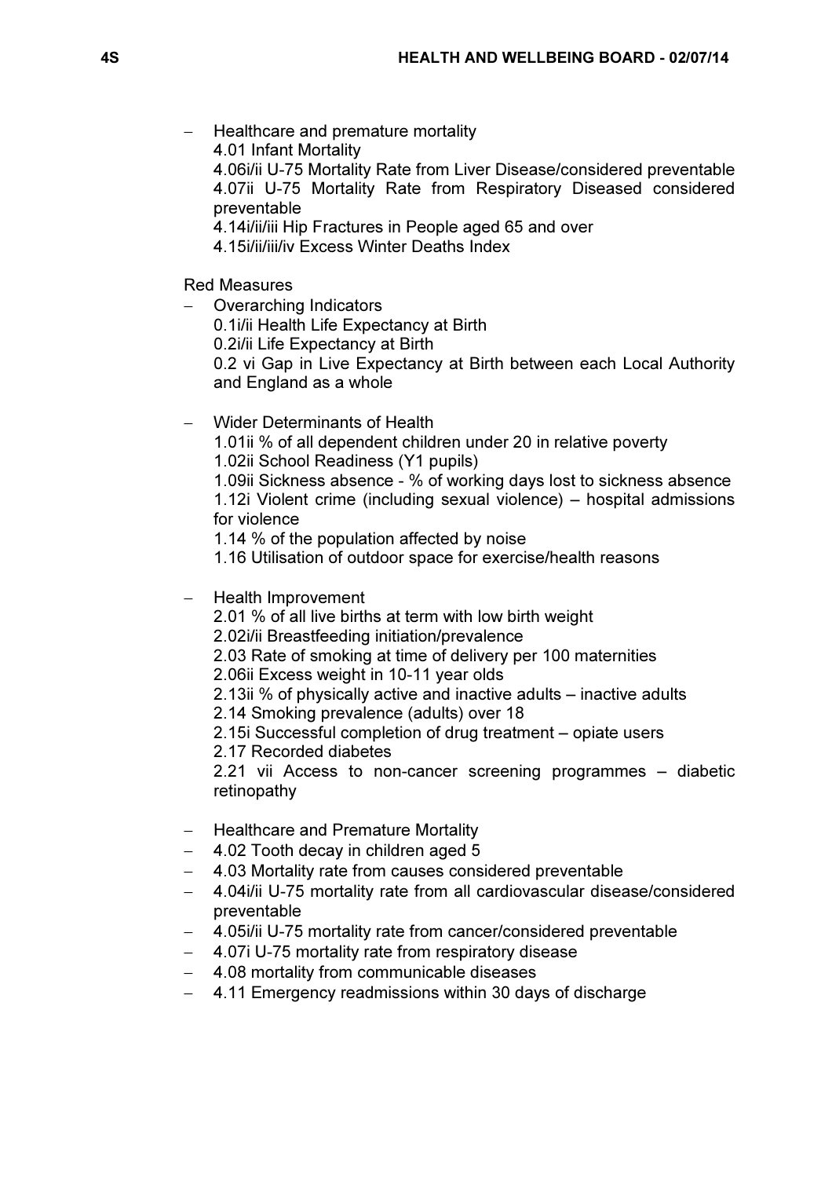- Healthcare and premature mortality
  4.01 Infant Mortality
  4.06i/ii U-75 Mortality Rate from Liver Disease/considered preventable
  4.07ii U-75 Mortality Rate from Respiratory Diseased considered preventable
  4.14i/ii/iii Hip Fractures in People aged 65 and over
  4.15i/ii/iii/iv Excess Winter Deaths Index

Red Measures

- Overarching Indicators
  0.1i/ii Health Life Expectancy at Birth
  0.2i/ii Life Expectancy at Birth
  0.2 vi Gap in Live Expectancy at Birth between each Local Authority and England as a whole

- Wider Determinants of Health
  1.01ii % of all dependent children under 20 in relative poverty
  1.02ii School Readiness (Y1 pupils)
  1.09ii Sickness absence - % of working days lost to sickness absence
  1.12i Violent crime (including sexual violence) – hospital admissions for violence
  1.14 % of the population affected by noise
  1.16 Utilisation of outdoor space for exercise/health reasons

- Health Improvement
  2.01 % of all live births at term with low birth weight
  2.02i/ii Breastfeeding initiation/prevalence
  2.03 Rate of smoking at time of delivery per 100 maternities
  2.06ii Excess weight in 10-11 year olds
  2.13ii % of physically active and inactive adults – inactive adults
  2.14 Smoking prevalence (adults) over 18
  2.15i Successful completion of drug treatment – opiate users
  2.17 Recorded diabetes
  2.21 vii Access to non-cancer screening programmes – diabetic retinopathy

- Healthcare and Premature Mortality
- 4.02 Tooth decay in children aged 5
- 4.03 Mortality rate from causes considered preventable
- 4.04i/ii U-75 mortality rate from all cardiovascular disease/considered preventable
- 4.05i/ii U-75 mortality rate from cancer/considered preventable
- 4.07i U-75 mortality rate from respiratory disease
- 4.08 mortality from communicable diseases
- 4.11 Emergency readmissions within 30 days of discharge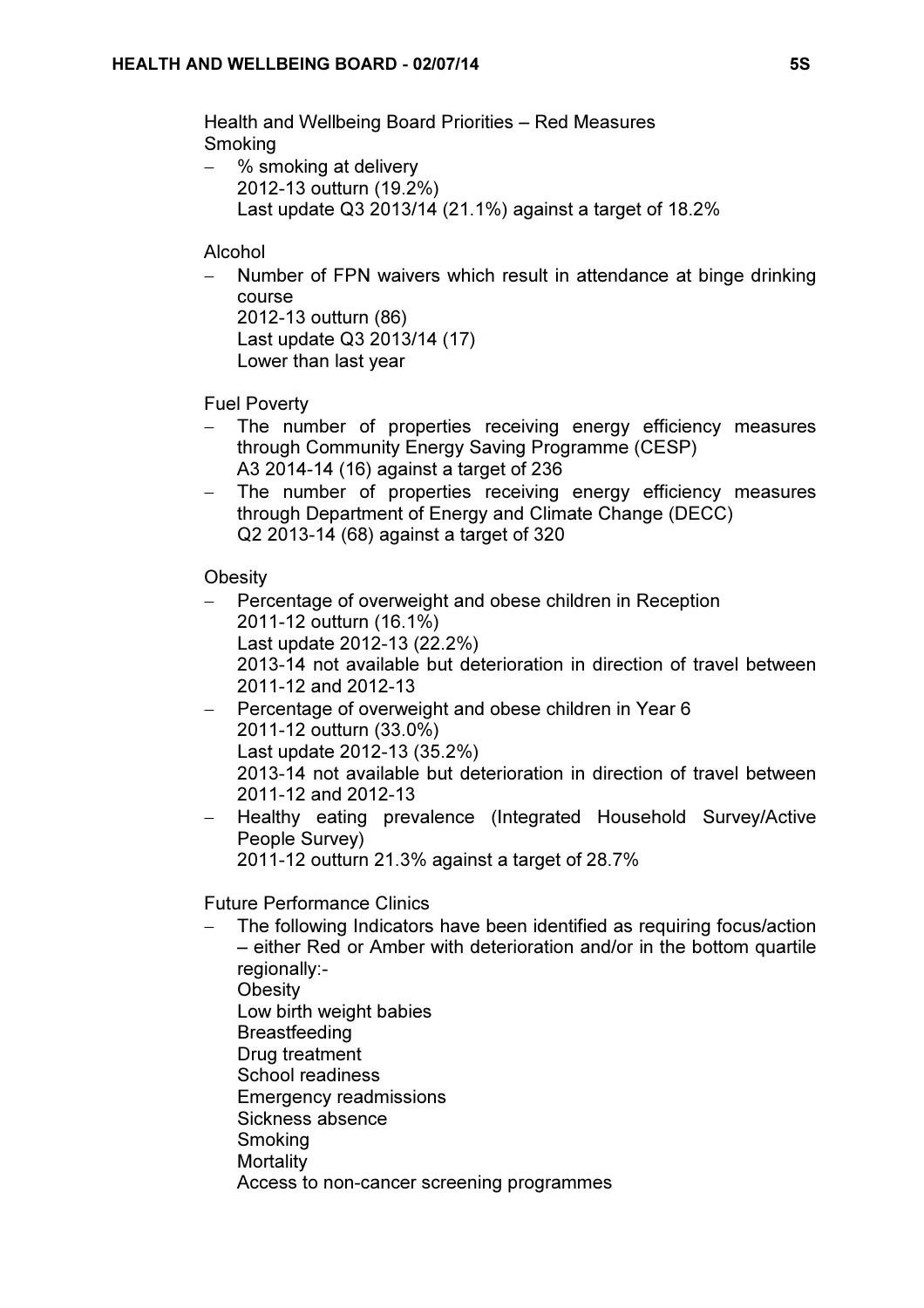Health and Wellbeing Board Priorities – Red Measures

Smoking

- % smoking at delivery
  2012-13 outturn (19.2%)
  Last update Q3 2013/14 (21.1%) against a target of 18.2%

Alcohol

- Number of FPN waivers which result in attendance at binge drinking course
  2012-13 outturn (86)
  Last update Q3 2013/14 (17)
  Lower than last year

Fuel Poverty

- The number of properties receiving energy efficiency measures through Community Energy Saving Programme (CESP)
  A3 2014-14 (16) against a target of 236
- The number of properties receiving energy efficiency measures through Department of Energy and Climate Change (DECC)
  Q2 2013-14 (68) against a target of 320

Obesity

- Percentage of overweight and obese children in Reception
  2011-12 outturn (16.1%)
  Last update 2012-13 (22.2%)
  2013-14 not available but deterioration in direction of travel between 2011-12 and 2012-13
- Percentage of overweight and obese children in Year 6
  2011-12 outturn (33.0%)
  Last update 2012-13 (35.2%)
  2013-14 not available but deterioration in direction of travel between 2011-12 and 2012-13
- Healthy eating prevalence (Integrated Household Survey/Active People Survey)
  2011-12 outturn 21.3% against a target of 28.7%

Future Performance Clinics

- The following Indicators have been identified as requiring focus/action – either Red or Amber with deterioration and/or in the bottom quartile regionally:-
  Obesity
  Low birth weight babies
  Breastfeeding
  Drug treatment
  School readiness
  Emergency readmissions
  Sickness absence
  Smoking
  Mortality
  Access to non-cancer screening programmes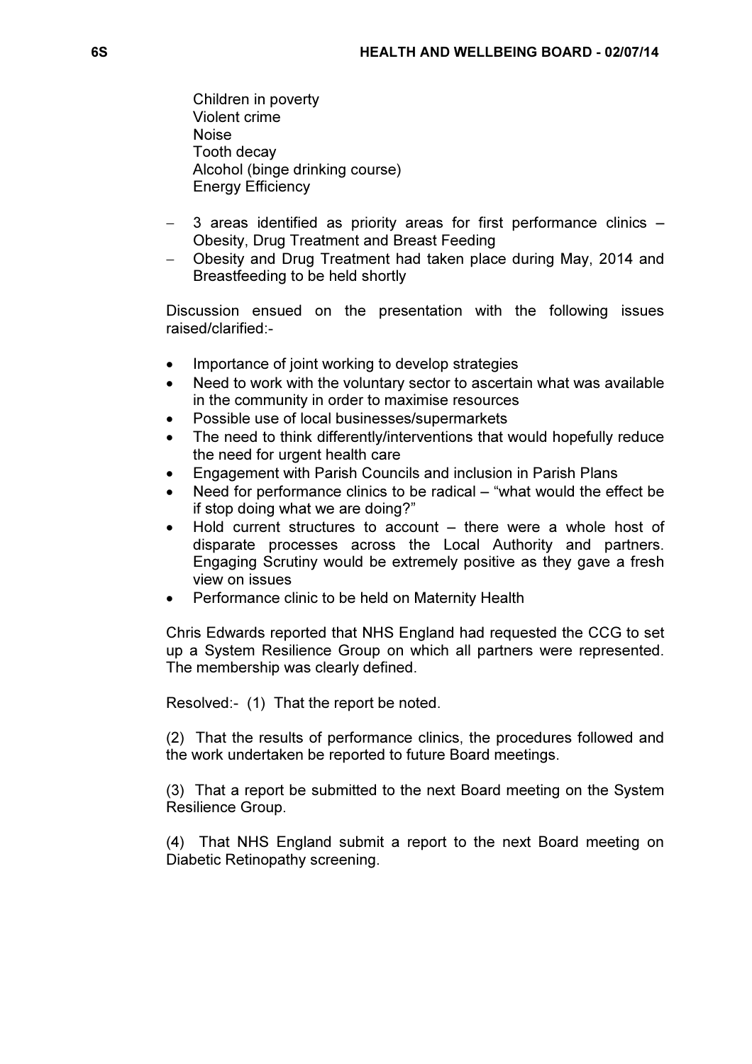Children in poverty
Violent crime
Noise
Tooth decay
Alcohol (binge drinking course)
Energy Efficiency

- 3 areas identified as priority areas for first performance clinics – Obesity, Drug Treatment and Breast Feeding
- Obesity and Drug Treatment had taken place during May, 2014 and Breastfeeding to be held shortly

Discussion ensued on the presentation with the following issues raised/clarified:-

- Importance of joint working to develop strategies
- Need to work with the voluntary sector to ascertain what was available in the community in order to maximise resources
- Possible use of local businesses/supermarkets
- The need to think differently/interventions that would hopefully reduce the need for urgent health care
- Engagement with Parish Councils and inclusion in Parish Plans
- Need for performance clinics to be radical – "what would the effect be if stop doing what we are doing?"
- Hold current structures to account – there were a whole host of disparate processes across the Local Authority and partners. Engaging Scrutiny would be extremely positive as they gave a fresh view on issues
- Performance clinic to be held on Maternity Health

Chris Edwards reported that NHS England had requested the CCG to set up a System Resilience Group on which all partners were represented. The membership was clearly defined.

Resolved:- (1) That the report be noted.

(2) That the results of performance clinics, the procedures followed and the work undertaken be reported to future Board meetings.

(3) That a report be submitted to the next Board meeting on the System Resilience Group.

(4) That NHS England submit a report to the next Board meeting on Diabetic Retinopathy screening.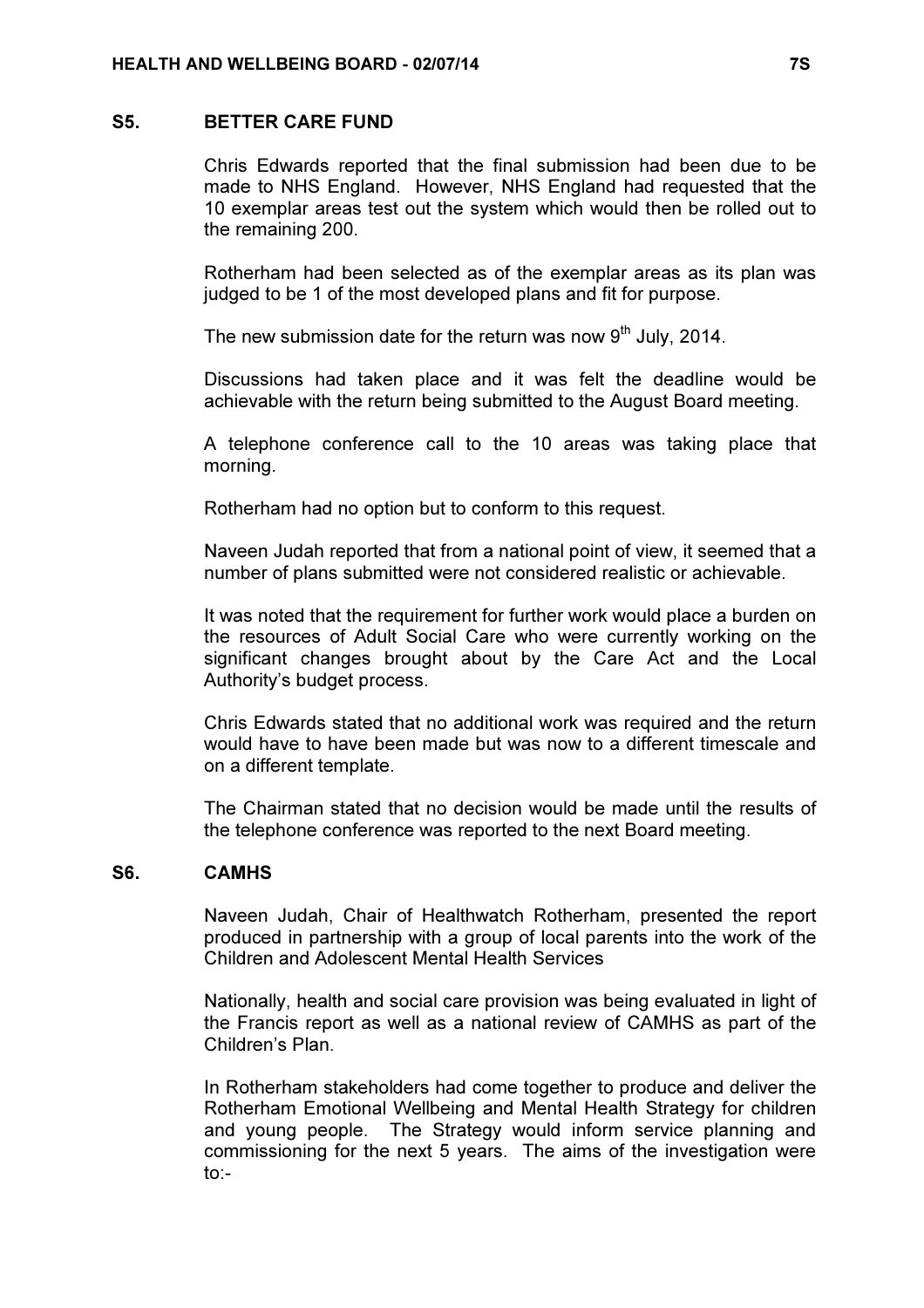## S5. BETTER CARE FUND

Chris Edwards reported that the final submission had been due to be made to NHS England. However, NHS England had requested that the 10 exemplar areas test out the system which would then be rolled out to the remaining 200.

Rotherham had been selected as of the exemplar areas as its plan was judged to be 1 of the most developed plans and fit for purpose.

The new submission date for the return was now 9th July, 2014.

Discussions had taken place and it was felt the deadline would be achievable with the return being submitted to the August Board meeting.

A telephone conference call to the 10 areas was taking place that morning.

Rotherham had no option but to conform to this request.

Naveen Judah reported that from a national point of view, it seemed that a number of plans submitted were not considered realistic or achievable.

It was noted that the requirement for further work would place a burden on the resources of Adult Social Care who were currently working on the significant changes brought about by the Care Act and the Local Authority's budget process.

Chris Edwards stated that no additional work was required and the return would have to have been made but was now to a different timescale and on a different template.

The Chairman stated that no decision would be made until the results of the telephone conference was reported to the next Board meeting.

## S6. CAMHS

Naveen Judah, Chair of Healthwatch Rotherham, presented the report produced in partnership with a group of local parents into the work of the Children and Adolescent Mental Health Services

Nationally, health and social care provision was being evaluated in light of the Francis report as well as a national review of CAMHS as part of the Children's Plan.

In Rotherham stakeholders had come together to produce and deliver the Rotherham Emotional Wellbeing and Mental Health Strategy for children and young people. The Strategy would inform service planning and commissioning for the next 5 years. The aims of the investigation were to:-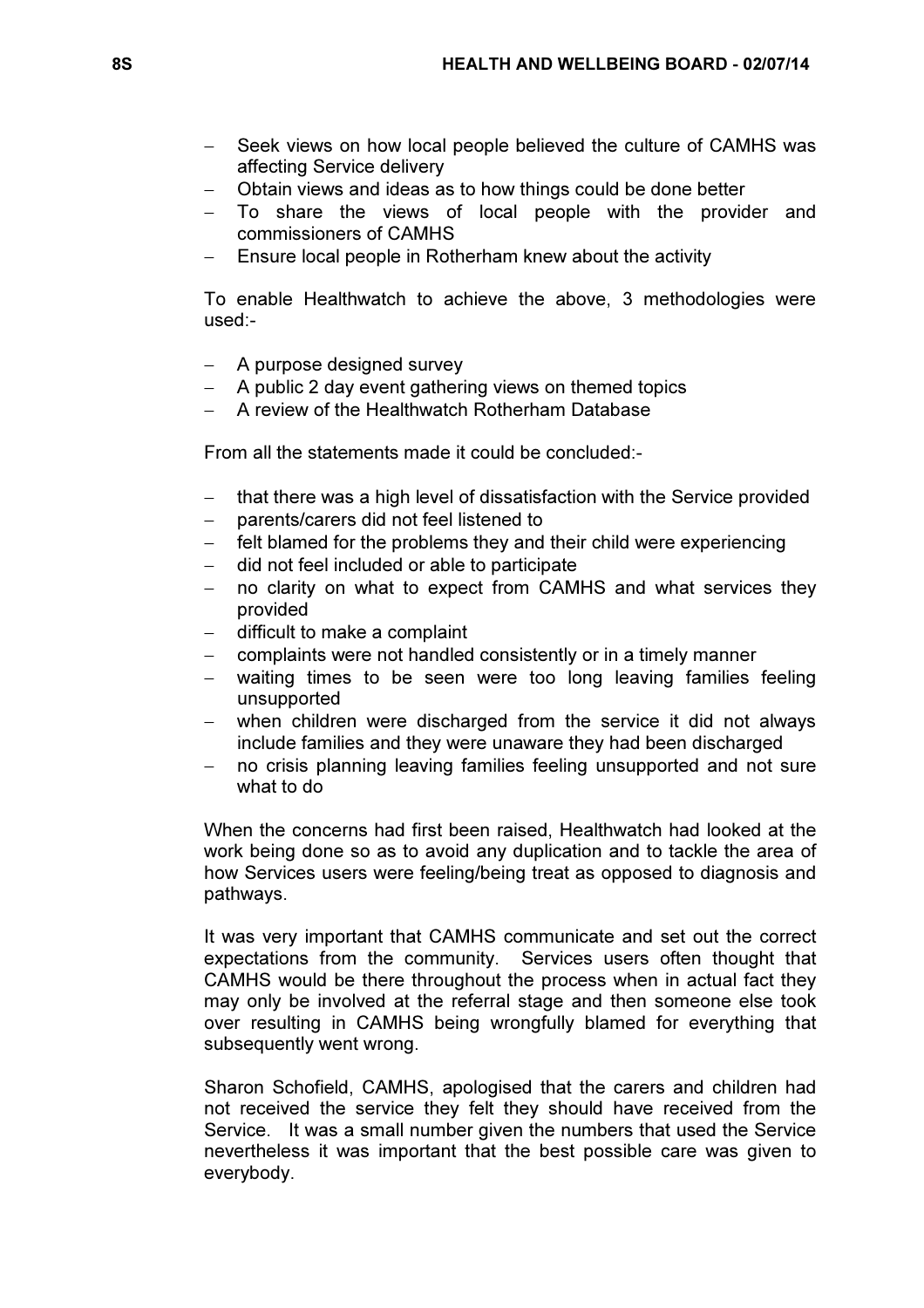- Seek views on how local people believed the culture of CAMHS was affecting Service delivery
- Obtain views and ideas as to how things could be done better
- To share the views of local people with the provider and commissioners of CAMHS
- Ensure local people in Rotherham knew about the activity

To enable Healthwatch to achieve the above, 3 methodologies were used:-

- A purpose designed survey
- A public 2 day event gathering views on themed topics
- A review of the Healthwatch Rotherham Database

From all the statements made it could be concluded:-

- that there was a high level of dissatisfaction with the Service provided
- parents/carers did not feel listened to
- felt blamed for the problems they and their child were experiencing
- did not feel included or able to participate
- no clarity on what to expect from CAMHS and what services they provided
- difficult to make a complaint
- complaints were not handled consistently or in a timely manner
- waiting times to be seen were too long leaving families feeling unsupported
- when children were discharged from the service it did not always include families and they were unaware they had been discharged
- no crisis planning leaving families feeling unsupported and not sure what to do

When the concerns had first been raised, Healthwatch had looked at the work being done so as to avoid any duplication and to tackle the area of how Services users were feeling/being treat as opposed to diagnosis and pathways.

It was very important that CAMHS communicate and set out the correct expectations from the community. Services users often thought that CAMHS would be there throughout the process when in actual fact they may only be involved at the referral stage and then someone else took over resulting in CAMHS being wrongfully blamed for everything that subsequently went wrong.

Sharon Schofield, CAMHS, apologised that the carers and children had not received the service they felt they should have received from the Service. It was a small number given the numbers that used the Service nevertheless it was important that the best possible care was given to everybody.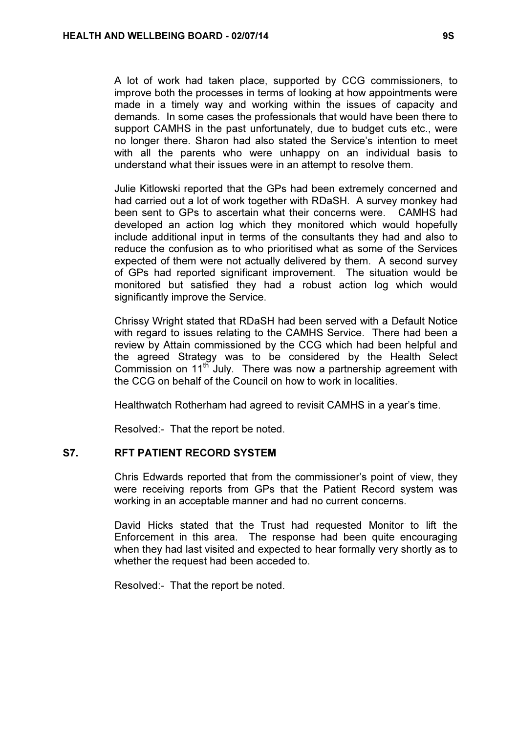A lot of work had taken place, supported by CCG commissioners, to improve both the processes in terms of looking at how appointments were made in a timely way and working within the issues of capacity and demands. In some cases the professionals that would have been there to support CAMHS in the past unfortunately, due to budget cuts etc., were no longer there. Sharon had also stated the Service's intention to meet with all the parents who were unhappy on an individual basis to understand what their issues were in an attempt to resolve them.

Julie Kitlowski reported that the GPs had been extremely concerned and had carried out a lot of work together with RDaSH. A survey monkey had been sent to GPs to ascertain what their concerns were. CAMHS had developed an action log which they monitored which would hopefully include additional input in terms of the consultants they had and also to reduce the confusion as to who prioritised what as some of the Services expected of them were not actually delivered by them. A second survey of GPs had reported significant improvement. The situation would be monitored but satisfied they had a robust action log which would significantly improve the Service.

Chrissy Wright stated that RDaSH had been served with a Default Notice with regard to issues relating to the CAMHS Service. There had been a review by Attain commissioned by the CCG which had been helpful and the agreed Strategy was to be considered by the Health Select Commission on 11th July. There was now a partnership agreement with the CCG on behalf of the Council on how to work in localities.

Healthwatch Rotherham had agreed to revisit CAMHS in a year's time.

Resolved:- That the report be noted.

## S7. RFT PATIENT RECORD SYSTEM

Chris Edwards reported that from the commissioner's point of view, they were receiving reports from GPs that the Patient Record system was working in an acceptable manner and had no current concerns.

David Hicks stated that the Trust had requested Monitor to lift the Enforcement in this area. The response had been quite encouraging when they had last visited and expected to hear formally very shortly as to whether the request had been acceded to.

Resolved:- That the report be noted.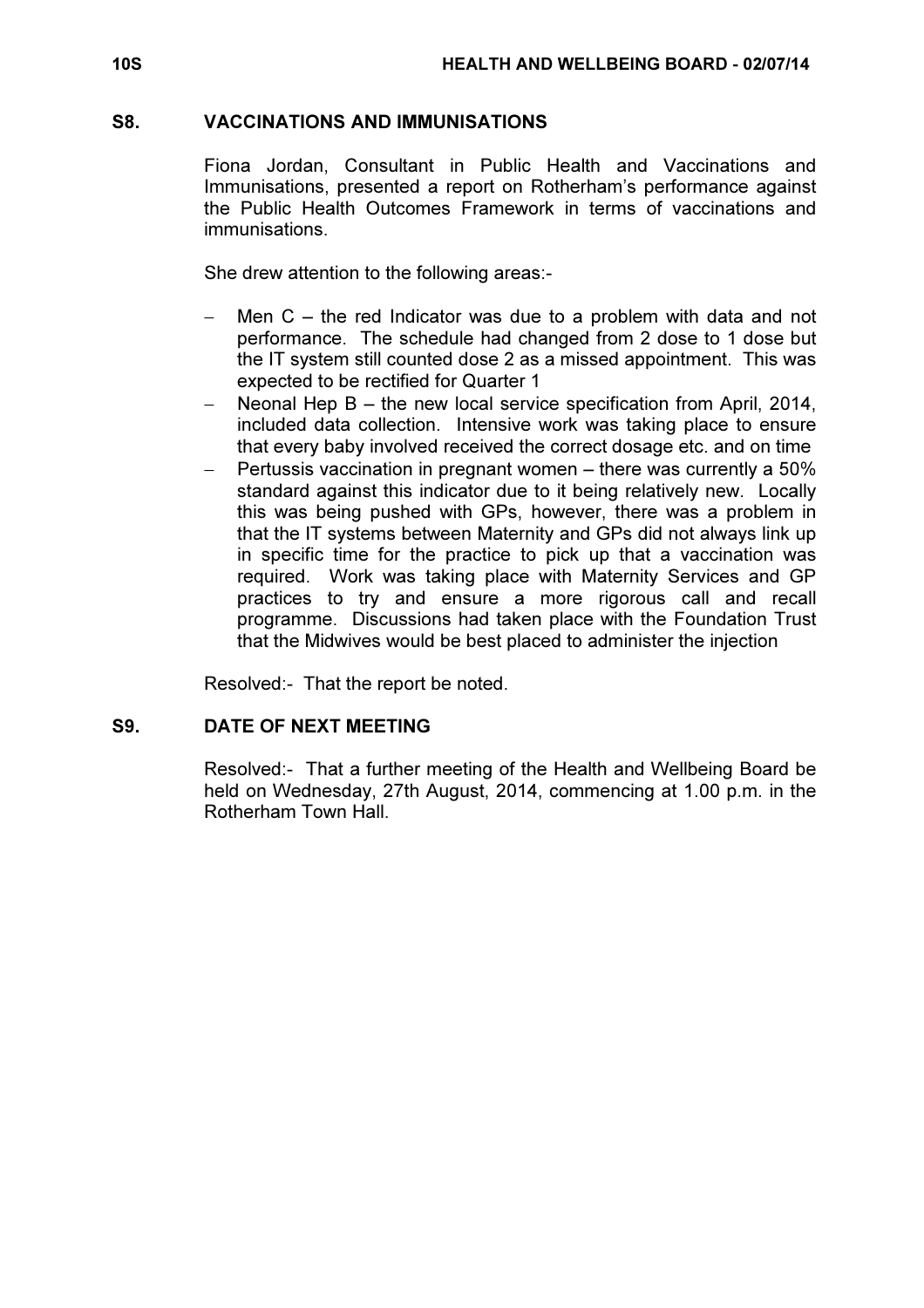## S8. VACCINATIONS AND IMMUNISATIONS

Fiona Jordan, Consultant in Public Health and Vaccinations and Immunisations, presented a report on Rotherham's performance against the Public Health Outcomes Framework in terms of vaccinations and immunisations.

She drew attention to the following areas:-

- Men C – the red Indicator was due to a problem with data and not performance. The schedule had changed from 2 dose to 1 dose but the IT system still counted dose 2 as a missed appointment. This was expected to be rectified for Quarter 1
- Neonal Hep B – the new local service specification from April, 2014, included data collection. Intensive work was taking place to ensure that every baby involved received the correct dosage etc. and on time
- Pertussis vaccination in pregnant women – there was currently a 50% standard against this indicator due to it being relatively new. Locally this was being pushed with GPs, however, there was a problem in that the IT systems between Maternity and GPs did not always link up in specific time for the practice to pick up that a vaccination was required. Work was taking place with Maternity Services and GP practices to try and ensure a more rigorous call and recall programme. Discussions had taken place with the Foundation Trust that the Midwives would be best placed to administer the injection

Resolved:- That the report be noted.

## S9. DATE OF NEXT MEETING

Resolved:- That a further meeting of the Health and Wellbeing Board be held on Wednesday, 27th August, 2014, commencing at 1.00 p.m. in the Rotherham Town Hall.